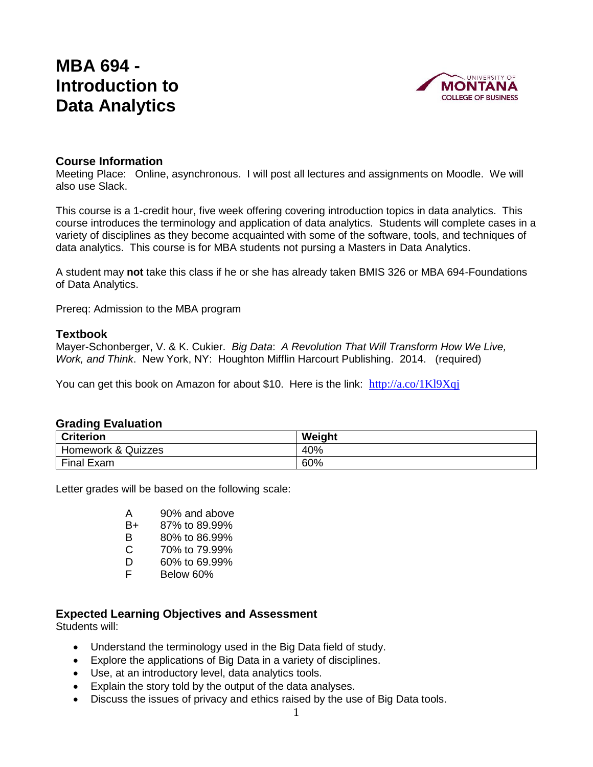# MBA 694 - Introduction to Data Analytics

UNIVERSITY OF MONTANA COLLEGE OF BUSINESS

## Course Information

Meeting Place: Online, asynchronous. I will post all lectures and assignments on Moodle. We will also use Slack.

This course is a 1-credit hour, five week offering covering introduction topics in data analytics. This course introduces the terminology and application of data analytics. Students will complete cases in a variety of disciplines as they become acquainted with some of the software, tools, and techniques of data analytics. This course is for MBA students not pursing a Masters in Data Analytics.

A student may **not** take this class if he or she has already taken BMIS 326 or MBA 694-Foundations of Data Analytics.

Prereq: Admission to the MBA program

## Textbook

Mayer-Schonberger, V. & K. Cukier. *Big Data*: *A Revolution That Will Transform How We Live, Work, and Think*. New York, NY: Houghton Mifflin Harcourt Publishing. 2014. (required)

You can get this book on Amazon for about $10. Here is the link: http://a.co/1Kl9Xqj

## Grading Evaluation

| Criterion | Weight |
| --- | --- |
| Homework & Quizzes | 40% |
| Final Exam | 60% |

Letter grades will be based on the following scale:

| | |
| --- | --- |
| A | 90% and above |
| B+ | 87% to 89.99% |
| B | 80% to 86.99% |
| C | 70% to 79.99% |
| D | 60% to 69.99% |
| F | Below 60% |

## Expected Learning Objectives and Assessment

Students will:

- Understand the terminology used in the Big Data field of study.
- Explore the applications of Big Data in a variety of disciplines.
- Use, at an introductory level, data analytics tools.
- Explain the story told by the output of the data analyses.
- Discuss the issues of privacy and ethics raised by the use of Big Data tools.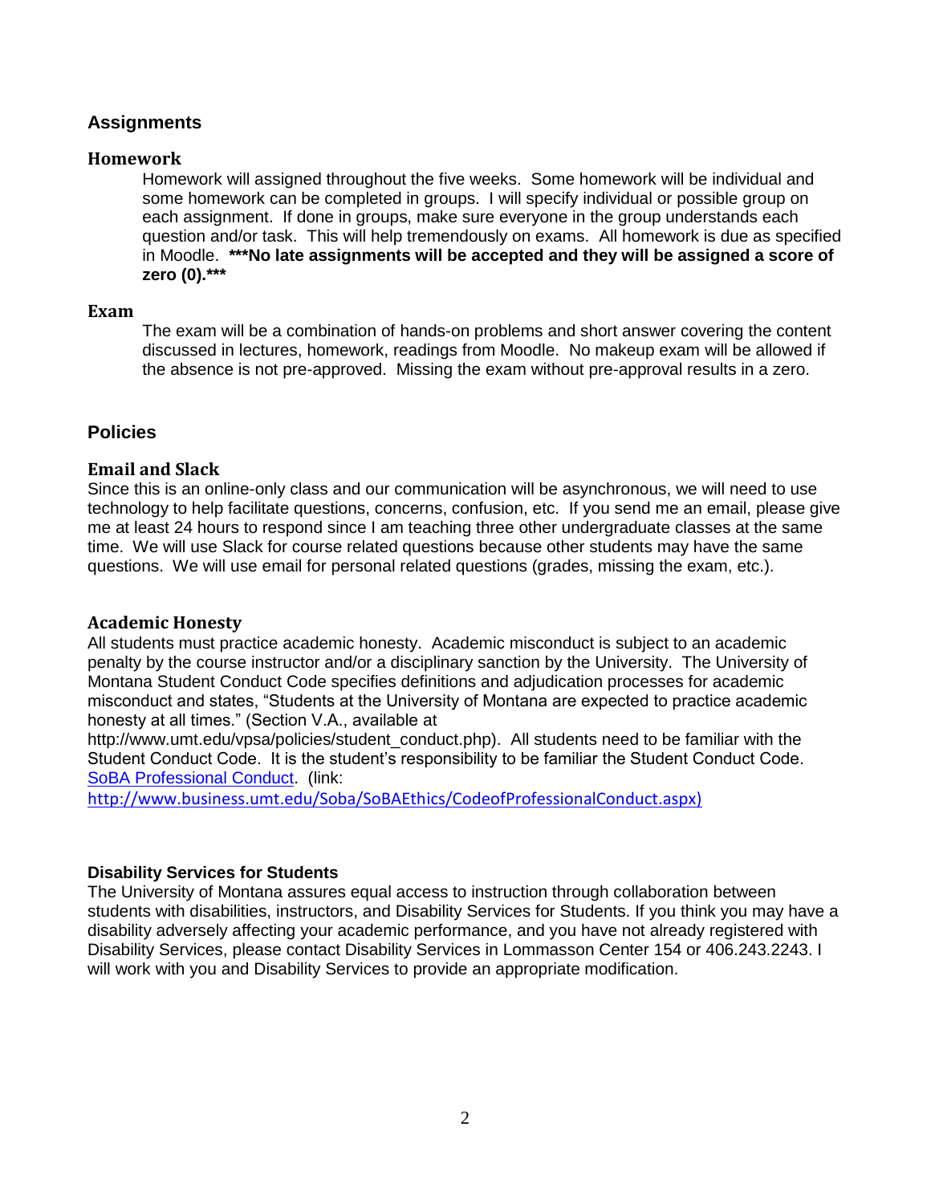## Assignments

### Homework

Homework will assigned throughout the five weeks. Some homework will be individual and some homework can be completed in groups. I will specify individual or possible group on each assignment. If done in groups, make sure everyone in the group understands each question and/or task. This will help tremendously on exams. All homework is due as specified in Moodle. **\*\*\*No late assignments will be accepted and they will be assigned a score of zero (0).\*\*\***

### Exam

The exam will be a combination of hands-on problems and short answer covering the content discussed in lectures, homework, readings from Moodle. No makeup exam will be allowed if the absence is not pre-approved. Missing the exam without pre-approval results in a zero.

## Policies

### Email and Slack

Since this is an online-only class and our communication will be asynchronous, we will need to use technology to help facilitate questions, concerns, confusion, etc. If you send me an email, please give me at least 24 hours to respond since I am teaching three other undergraduate classes at the same time. We will use Slack for course related questions because other students may have the same questions. We will use email for personal related questions (grades, missing the exam, etc.).

### Academic Honesty

All students must practice academic honesty. Academic misconduct is subject to an academic penalty by the course instructor and/or a disciplinary sanction by the University. The University of Montana Student Conduct Code specifies definitions and adjudication processes for academic misconduct and states, "Students at the University of Montana are expected to practice academic honesty at all times." (Section V.A., available at http://www.umt.edu/vpsa/policies/student_conduct.php). All students need to be familiar with the Student Conduct Code. It is the student's responsibility to be familiar the Student Conduct Code. [SoBA Professional Conduct](http://www.business.umt.edu/Soba/SoBAEthics/CodeofProfessionalConduct.aspx). (link: http://www.business.umt.edu/Soba/SoBAEthics/CodeofProfessionalConduct.aspx)

### Disability Services for Students

The University of Montana assures equal access to instruction through collaboration between students with disabilities, instructors, and Disability Services for Students. If you think you may have a disability adversely affecting your academic performance, and you have not already registered with Disability Services, please contact Disability Services in Lommasson Center 154 or 406.243.2243. I will work with you and Disability Services to provide an appropriate modification.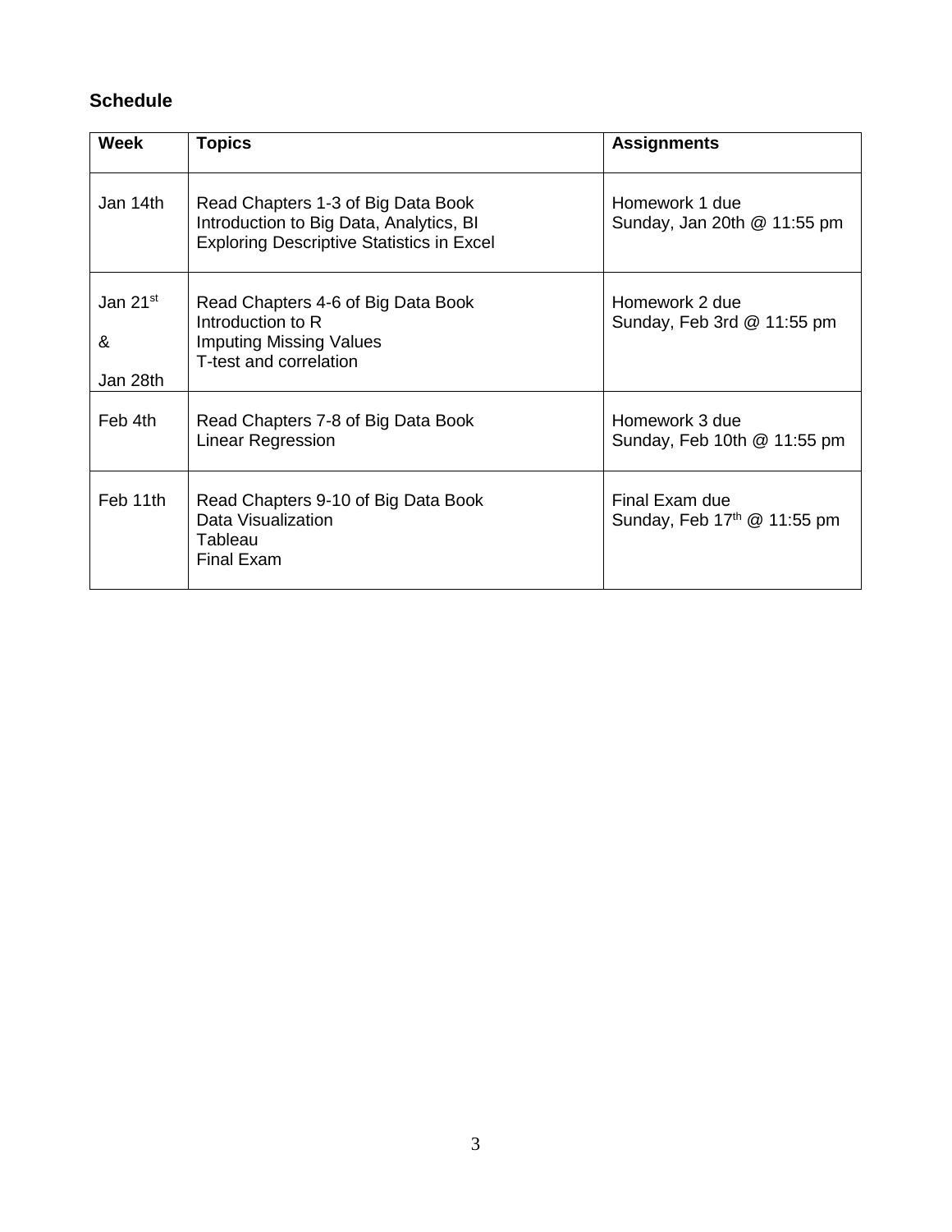## Schedule

| Week | Topics | Assignments |
|---|---|---|
| Jan 14th | Read Chapters 1-3 of Big Data Book<br>Introduction to Big Data, Analytics, BI<br>Exploring Descriptive Statistics in Excel | Homework 1 due<br>Sunday, Jan 20th @ 11:55 pm |
| Jan 21st<br>&<br>Jan 28th | Read Chapters 4-6 of Big Data Book<br>Introduction to R<br>Imputing Missing Values<br>T-test and correlation | Homework 2 due<br>Sunday, Feb 3rd @ 11:55 pm |
| Feb 4th | Read Chapters 7-8 of Big Data Book<br>Linear Regression | Homework 3 due<br>Sunday, Feb 10th @ 11:55 pm |
| Feb 11th | Read Chapters 9-10 of Big Data Book<br>Data Visualization<br>Tableau<br>Final Exam | Final Exam due<br>Sunday, Feb 17th @ 11:55 pm |